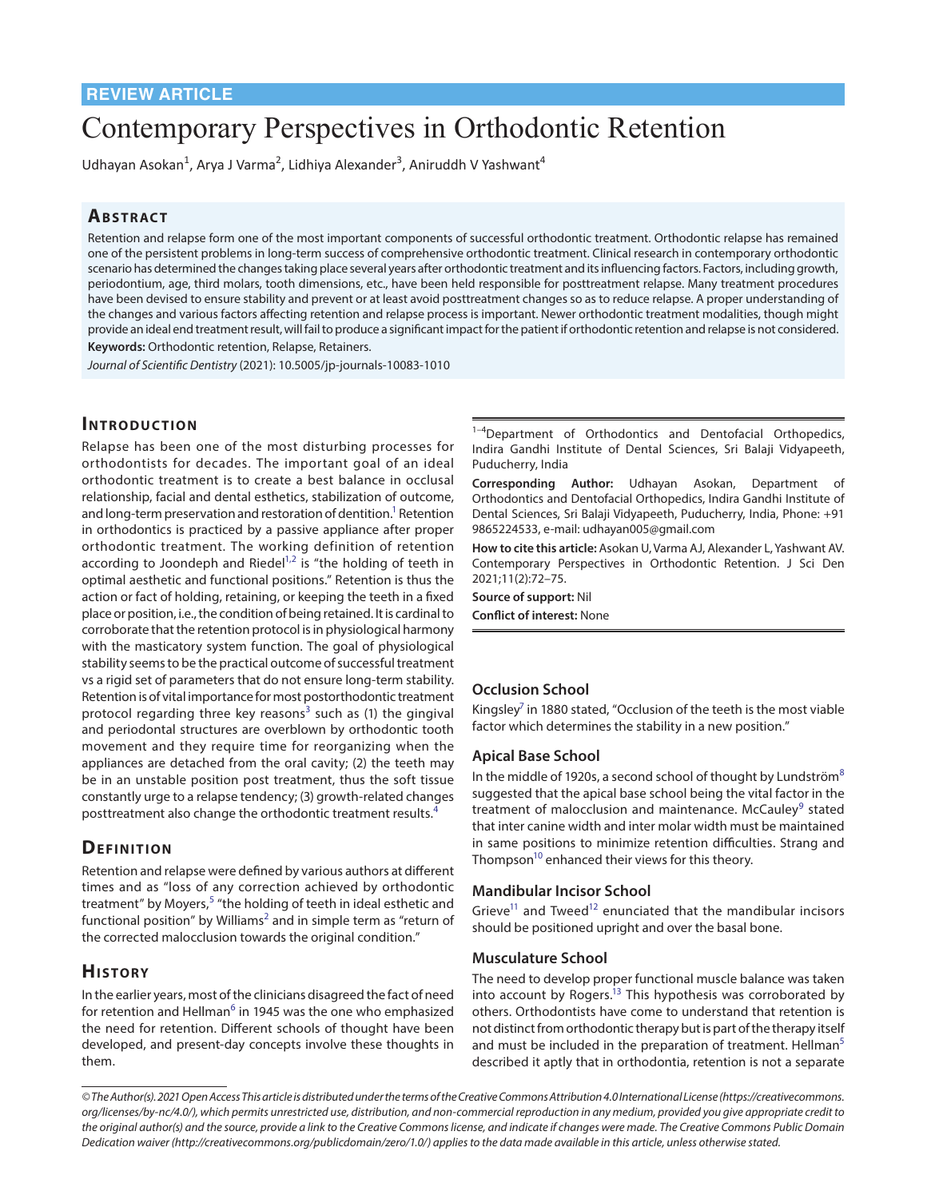REVIEW ARTICLE

# Contemporary Perspectives in Orthodontic Retention

Udhayan Asokan[1], Arya J Varma[2], Lidhiya Alexander[3], Aniruddh V Yashwant[4]

## Abstract

Retention and relapse form one of the most important components of successful orthodontic treatment. Orthodontic relapse has remained one of the persistent problems in long-term success of comprehensive orthodontic treatment. Clinical research in contemporary orthodontic scenario has determined the changes taking place several years after orthodontic treatment and its influencing factors. Factors, including growth, periodontium, age, third molars, tooth dimensions, etc., have been held responsible for posttreatment relapse. Many treatment procedures have been devised to ensure stability and prevent or at least avoid posttreatment changes so as to reduce relapse. A proper understanding of the changes and various factors affecting retention and relapse process is important. Newer orthodontic treatment modalities, though might provide an ideal end treatment result, will fail to produce a significant impact for the patient if orthodontic retention and relapse is not considered.

**Keywords:** Orthodontic retention, Relapse, Retainers.

*Journal of Scientific Dentistry* (2021): 10.5005/jp-journals-10083-1010

## Introduction

Relapse has been one of the most disturbing processes for orthodontists for decades. The important goal of an ideal orthodontic treatment is to create a best balance in occlusal relationship, facial and dental esthetics, stabilization of outcome, and long-term preservation and restoration of dentition.[1] Retention in orthodontics is practiced by a passive appliance after proper orthodontic treatment. The working definition of retention according to Joondeph and Riedel[1,2] is "the holding of teeth in optimal aesthetic and functional positions." Retention is thus the action or fact of holding, retaining, or keeping the teeth in a fixed place or position, i.e., the condition of being retained. It is cardinal to corroborate that the retention protocol is in physiological harmony with the masticatory system function. The goal of physiological stability seems to be the practical outcome of successful treatment vs a rigid set of parameters that do not ensure long-term stability. Retention is of vital importance for most postorthodontic treatment protocol regarding three key reasons[3] such as (1) the gingival and periodontal structures are overblown by orthodontic tooth movement and they require time for reorganizing when the appliances are detached from the oral cavity; (2) the teeth may be in an unstable position post treatment, thus the soft tissue constantly urge to a relapse tendency; (3) growth-related changes posttreatment also change the orthodontic treatment results.[4]

## Definition

Retention and relapse were defined by various authors at different times and as "loss of any correction achieved by orthodontic treatment" by Moyers,[5] "the holding of teeth in ideal esthetic and functional position" by Williams[2] and in simple term as "return of the corrected malocclusion towards the original condition."

## History

In the earlier years, most of the clinicians disagreed the fact of need for retention and Hellman[6] in 1945 was the one who emphasized the need for retention. Different schools of thought have been developed, and present-day concepts involve these thoughts in them.

[1–4]Department of Orthodontics and Dentofacial Orthopedics, Indira Gandhi Institute of Dental Sciences, Sri Balaji Vidyapeeth, Puducherry, India

**Corresponding Author:** Udhayan Asokan, Department of Orthodontics and Dentofacial Orthopedics, Indira Gandhi Institute of Dental Sciences, Sri Balaji Vidyapeeth, Puducherry, India, Phone: +91 9865224533, e-mail: udhayan005@gmail.com

**How to cite this article:** Asokan U, Varma AJ, Alexander L, Yashwant AV. Contemporary Perspectives in Orthodontic Retention. J Sci Den 2021;11(2):72–75.

**Source of support:** Nil

**Conflict of interest:** None

### Occlusion School

Kingsley[7] in 1880 stated, "Occlusion of the teeth is the most viable factor which determines the stability in a new position."

### Apical Base School

In the middle of 1920s, a second school of thought by Lundström[8] suggested that the apical base school being the vital factor in the treatment of malocclusion and maintenance. McCauley[9] stated that inter canine width and inter molar width must be maintained in same positions to minimize retention difficulties. Strang and Thompson[10] enhanced their views for this theory.

### Mandibular Incisor School

Grieve[11] and Tweed[12] enunciated that the mandibular incisors should be positioned upright and over the basal bone.

### Musculature School

The need to develop proper functional muscle balance was taken into account by Rogers.[13] This hypothesis was corroborated by others. Orthodontists have come to understand that retention is not distinct from orthodontic therapy but is part of the therapy itself and must be included in the preparation of treatment. Hellman[5] described it aptly that in orthodontia, retention is not a separate

*© The Author(s). 2021 Open Access This article is distributed under the terms of the Creative Commons Attribution 4.0 International License (https://creativecommons.org/licenses/by-nc/4.0/), which permits unrestricted use, distribution, and non-commercial reproduction in any medium, provided you give appropriate credit to the original author(s) and the source, provide a link to the Creative Commons license, and indicate if changes were made. The Creative Commons Public Domain Dedication waiver (http://creativecommons.org/publicdomain/zero/1.0/) applies to the data made available in this article, unless otherwise stated.*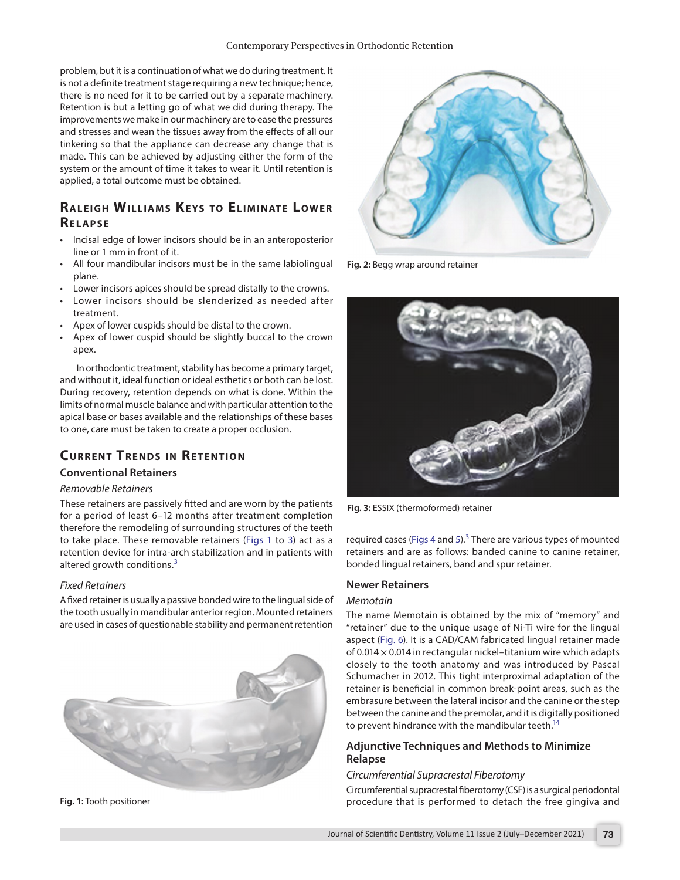problem, but it is a continuation of what we do during treatment. It is not a definite treatment stage requiring a new technique; hence, there is no need for it to be carried out by a separate machinery. Retention is but a letting go of what we did during therapy. The improvements we make in our machinery are to ease the pressures and stresses and wean the tissues away from the effects of all our tinkering so that the appliance can decrease any change that is made. This can be achieved by adjusting either the form of the system or the amount of time it takes to wear it. Until retention is applied, a total outcome must be obtained.

## Raleigh Williams Keys to Eliminate Lower Relapse

- Incisal edge of lower incisors should be in an anteroposterior line or 1 mm in front of it.
- All four mandibular incisors must be in the same labiolingual plane.
- Lower incisors apices should be spread distally to the crowns.
- Lower incisors should be slenderized as needed after treatment.
- Apex of lower cuspids should be distal to the crown.
- Apex of lower cuspid should be slightly buccal to the crown apex.

In orthodontic treatment, stability has become a primary target, and without it, ideal function or ideal esthetics or both can be lost. During recovery, retention depends on what is done. Within the limits of normal muscle balance and with particular attention to the apical base or bases available and the relationships of these bases to one, care must be taken to create a proper occlusion.

## Current Trends in Retention

### Conventional Retainers

#### *Removable Retainers*

These retainers are passively fitted and are worn by the patients for a period of least 6–12 months after treatment completion therefore the remodeling of surrounding structures of the teeth to take place. These removable retainers (Figs 1 to 3) act as a retention device for intra-arch stabilization and in patients with altered growth conditions.[3]

#### *Fixed Retainers*

A fixed retainer is usually a passive bonded wire to the lingual side of the tooth usually in mandibular anterior region. Mounted retainers are used in cases of questionable stability and permanent retention required cases (Figs 4 and 5).[3] There are various types of mounted retainers and are as follows: banded canine to canine retainer, bonded lingual retainers, band and spur retainer.

Fig. 1: Tooth positioner

Fig. 2: Begg wrap around retainer

Fig. 3: ESSIX (thermoformed) retainer

### Newer Retainers

#### *Memotain*

The name Memotain is obtained by the mix of "memory" and "retainer" due to the unique usage of Ni-Ti wire for the lingual aspect (Fig. 6). It is a CAD/CAM fabricated lingual retainer made of 0.014 × 0.014 in rectangular nickel–titanium wire which adapts closely to the tooth anatomy and was introduced by Pascal Schumacher in 2012. This tight interproximal adaptation of the retainer is beneficial in common break-point areas, such as the embrasure between the lateral incisor and the canine or the step between the canine and the premolar, and it is digitally positioned to prevent hindrance with the mandibular teeth.[14]

### Adjunctive Techniques and Methods to Minimize Relapse

#### *Circumferential Supracrestal Fiberotomy*

Circumferential supracrestal fiberotomy (CSF) is a surgical periodontal procedure that is performed to detach the free gingiva and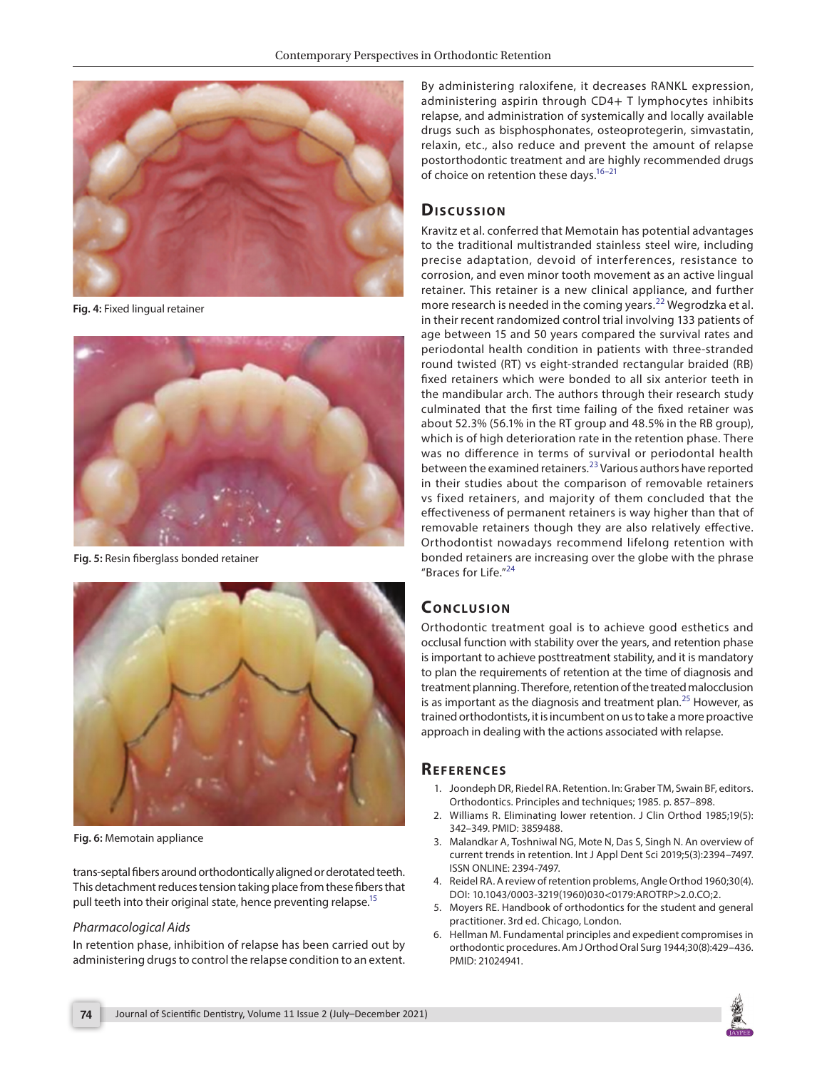Fig. 4: Fixed lingual retainer

Fig. 5: Resin fiberglass bonded retainer

Fig. 6: Memotain appliance

trans-septal fibers around orthodontically aligned or derotated teeth. This detachment reduces tension taking place from these fibers that pull teeth into their original state, hence preventing relapse.[15]

### *Pharmacological Aids*

In retention phase, inhibition of relapse has been carried out by administering drugs to control the relapse condition to an extent. By administering raloxifene, it decreases RANKL expression, administering aspirin through CD4+ T lymphocytes inhibits relapse, and administration of systemically and locally available drugs such as bisphosphonates, osteoprotegerin, simvastatin, relaxin, etc., also reduce and prevent the amount of relapse postorthodontic treatment and are highly recommended drugs of choice on retention these days.[16–21]

## Discussion

Kravitz et al. conferred that Memotain has potential advantages to the traditional multistranded stainless steel wire, including precise adaptation, devoid of interferences, resistance to corrosion, and even minor tooth movement as an active lingual retainer. This retainer is a new clinical appliance, and further more research is needed in the coming years.[22] Wegrodzka et al. in their recent randomized control trial involving 133 patients of age between 15 and 50 years compared the survival rates and periodontal health condition in patients with three-stranded round twisted (RT) vs eight-stranded rectangular braided (RB) fixed retainers which were bonded to all six anterior teeth in the mandibular arch. The authors through their research study culminated that the first time failing of the fixed retainer was about 52.3% (56.1% in the RT group and 48.5% in the RB group), which is of high deterioration rate in the retention phase. There was no difference in terms of survival or periodontal health between the examined retainers.[23] Various authors have reported in their studies about the comparison of removable retainers vs fixed retainers, and majority of them concluded that the effectiveness of permanent retainers is way higher than that of removable retainers though they are also relatively effective. Orthodontist nowadays recommend lifelong retention with bonded retainers are increasing over the globe with the phrase "Braces for Life."[24]

## Conclusion

Orthodontic treatment goal is to achieve good esthetics and occlusal function with stability over the years, and retention phase is important to achieve posttreatment stability, and it is mandatory to plan the requirements of retention at the time of diagnosis and treatment planning. Therefore, retention of the treated malocclusion is as important as the diagnosis and treatment plan.[25] However, as trained orthodontists, it is incumbent on us to take a more proactive approach in dealing with the actions associated with relapse.

## References

1. Joondeph DR, Riedel RA. Retention. In: Graber TM, Swain BF, editors. Orthodontics. Principles and techniques; 1985. p. 857–898.
2. Williams R. Eliminating lower retention. J Clin Orthod 1985;19(5): 342–349. PMID: 3859488.
3. Malandkar A, Toshniwal NG, Mote N, Das S, Singh N. An overview of current trends in retention. Int J Appl Dent Sci 2019;5(3):2394–7497. ISSN ONLINE: 2394-7497.
4. Reidel RA. A review of retention problems, Angle Orthod 1960;30(4). DOI: 10.1043/0003-3219(1960)030<0179:AROTRP>2.0.CO;2.
5. Moyers RE. Handbook of orthodontics for the student and general practitioner. 3rd ed. Chicago, London.
6. Hellman M. Fundamental principles and expedient compromises in orthodontic procedures. Am J Orthod Oral Surg 1944;30(8):429–436. PMID: 21024941.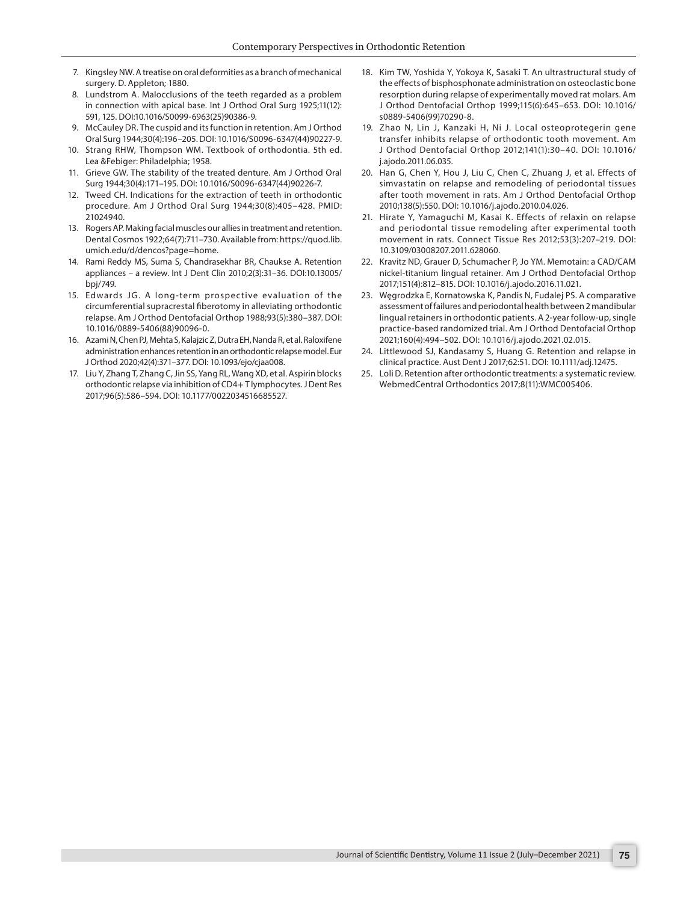7. Kingsley NW. A treatise on oral deformities as a branch of mechanical surgery. D. Appleton; 1880.
8. Lundstrom A. Malocclusions of the teeth regarded as a problem in connection with apical base. Int J Orthod Oral Surg 1925;11(12): 591, 125. DOI:10.1016/S0099-6963(25)90386-9.
9. McCauley DR. The cuspid and its function in retention. Am J Orthod Oral Surg 1944;30(4):196–205. DOI: 10.1016/S0096-6347(44)90227-9.
10. Strang RHW, Thompson WM. Textbook of orthodontia. 5th ed. Lea &Febiger: Philadelphia; 1958.
11. Grieve GW. The stability of the treated denture. Am J Orthod Oral Surg 1944;30(4):171–195. DOI: 10.1016/S0096-6347(44)90226-7.
12. Tweed CH. Indications for the extraction of teeth in orthodontic procedure. Am J Orthod Oral Surg 1944;30(8):405–428. PMID: 21024940.
13. Rogers AP. Making facial muscles our allies in treatment and retention. Dental Cosmos 1922;64(7):711–730. Available from: https://quod.lib.umich.edu/d/dencos?page=home.
14. Rami Reddy MS, Suma S, Chandrasekhar BR, Chaukse A. Retention appliances – a review. Int J Dent Clin 2010;2(3):31–36. DOI:10.13005/bpj/749.
15. Edwards JG. A long-term prospective evaluation of the circumferential supracrestal fiberotomy in alleviating orthodontic relapse. Am J Orthod Dentofacial Orthop 1988;93(5):380–387. DOI: 10.1016/0889-5406(88)90096-0.
16. Azami N, Chen PJ, Mehta S, Kalajzic Z, Dutra EH, Nanda R, et al. Raloxifene administration enhances retention in an orthodontic relapse model. Eur J Orthod 2020;42(4):371–377. DOI: 10.1093/ejo/cjaa008.
17. Liu Y, Zhang T, Zhang C, Jin SS, Yang RL, Wang XD, et al. Aspirin blocks orthodontic relapse via inhibition of CD4+ T lymphocytes. J Dent Res 2017;96(5):586–594. DOI: 10.1177/0022034516685527.
18. Kim TW, Yoshida Y, Yokoya K, Sasaki T. An ultrastructural study of the effects of bisphosphonate administration on osteoclastic bone resorption during relapse of experimentally moved rat molars. Am J Orthod Dentofacial Orthop 1999;115(6):645–653. DOI: 10.1016/s0889-5406(99)70290-8.
19. Zhao N, Lin J, Kanzaki H, Ni J. Local osteoprotegerin gene transfer inhibits relapse of orthodontic tooth movement. Am J Orthod Dentofacial Orthop 2012;141(1):30–40. DOI: 10.1016/j.ajodo.2011.06.035.
20. Han G, Chen Y, Hou J, Liu C, Chen C, Zhuang J, et al. Effects of simvastatin on relapse and remodeling of periodontal tissues after tooth movement in rats. Am J Orthod Dentofacial Orthop 2010;138(5):550. DOI: 10.1016/j.ajodo.2010.04.026.
21. Hirate Y, Yamaguchi M, Kasai K. Effects of relaxin on relapse and periodontal tissue remodeling after experimental tooth movement in rats. Connect Tissue Res 2012;53(3):207–219. DOI: 10.3109/03008207.2011.628060.
22. Kravitz ND, Grauer D, Schumacher P, Jo YM. Memotain: a CAD/CAM nickel-titanium lingual retainer. Am J Orthod Dentofacial Orthop 2017;151(4):812–815. DOI: 10.1016/j.ajodo.2016.11.021.
23. Węgrodzka E, Kornatowska K, Pandis N, Fudalej PS. A comparative assessment of failures and periodontal health between 2 mandibular lingual retainers in orthodontic patients. A 2-year follow-up, single practice-based randomized trial. Am J Orthod Dentofacial Orthop 2021;160(4):494–502. DOI: 10.1016/j.ajodo.2021.02.015.
24. Littlewood SJ, Kandasamy S, Huang G. Retention and relapse in clinical practice. Aust Dent J 2017;62:51. DOI: 10.1111/adj.12475.
25. Loli D. Retention after orthodontic treatments: a systematic review. WebmedCentral Orthodontics 2017;8(11):WMC005406.